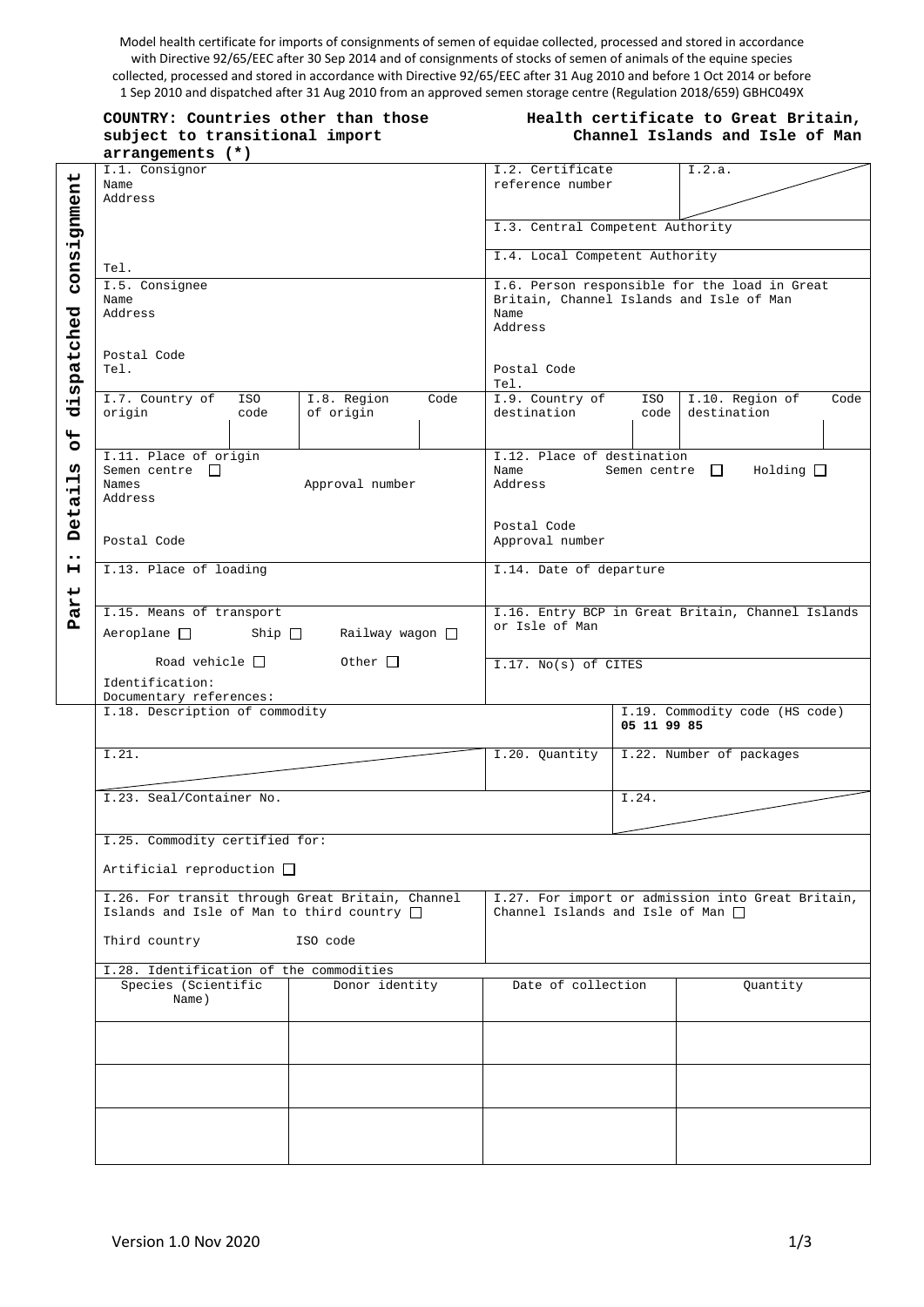Model health certificate for imports of consignments of semen of equidae collected, processed and stored in accordance with Directive 92/65/EEC after 30 Sep 2014 and of consignments of stocks of semen of animals of the equine species collected, processed and stored in accordance with Directive 92/65/EEC after 31 Aug 2010 and before 1 Oct 2014 or before 1 Sep 2010 and dispatched after 31 Aug 2010 from an approved semen storage centre (Regulation 2018/659) GBHC049X

**COUNTRY: Countries other than those subject to transitional import arrangements (*)**

**Health certificate to Great Britain, Channel Islands and Isle of Man**

**Part I: Details of dispatched consignment**

| | |
|---|---|
| I.1. Consignor<br>Name<br>Address<br><br>Tel. | I.2. Certificate reference number / I.2.a.<br>I.3. Central Competent Authority<br>I.4. Local Competent Authority |
| I.5. Consignee<br>Name<br>Address<br>Postal Code<br>Tel. | I.6. Person responsible for the load in Great Britain, Channel Islands and Isle of Man<br>Name<br>Address<br>Postal Code<br>Tel. |
| I.7. Country of origin / ISO code / I.8. Region of origin / Code | I.9. Country of destination / ISO code / I.10. Region of destination / Code |
| I.11. Place of origin<br>Semen centre ☐<br>Names / Approval number<br>Address<br>Postal Code | I.12. Place of destination<br>Name / Semen centre ☐ / Holding ☐<br>Address<br>Postal Code<br>Approval number |
| I.13. Place of loading | I.14. Date of departure |
| I.15. Means of transport<br>Aeroplane ☐ Ship ☐ Railway wagon ☐<br>Road vehicle ☐ Other ☐<br>Identification:<br>Documentary references: | I.16. Entry BCP in Great Britain, Channel Islands or Isle of Man<br>I.17. No(s) of CITES |
| I.18. Description of commodity | I.19. Commodity code (HS code)<br>**05 11 99 85** |
| I.21. | I.20. Quantity / I.22. Number of packages |
| I.23. Seal/Container No. | I.24. |
| I.25. Commodity certified for:<br>Artificial reproduction ☐ | |
| I.26. For transit through Great Britain, Channel Islands and Isle of Man to third country ☐<br>Third country / ISO code | I.27. For import or admission into Great Britain, Channel Islands and Isle of Man ☐ |

I.28. Identification of the commodities

| Species (Scientific Name) | Donor identity | Date of collection | Quantity |
|---|---|---|---|
| | | | |
| | | | |
| | | | |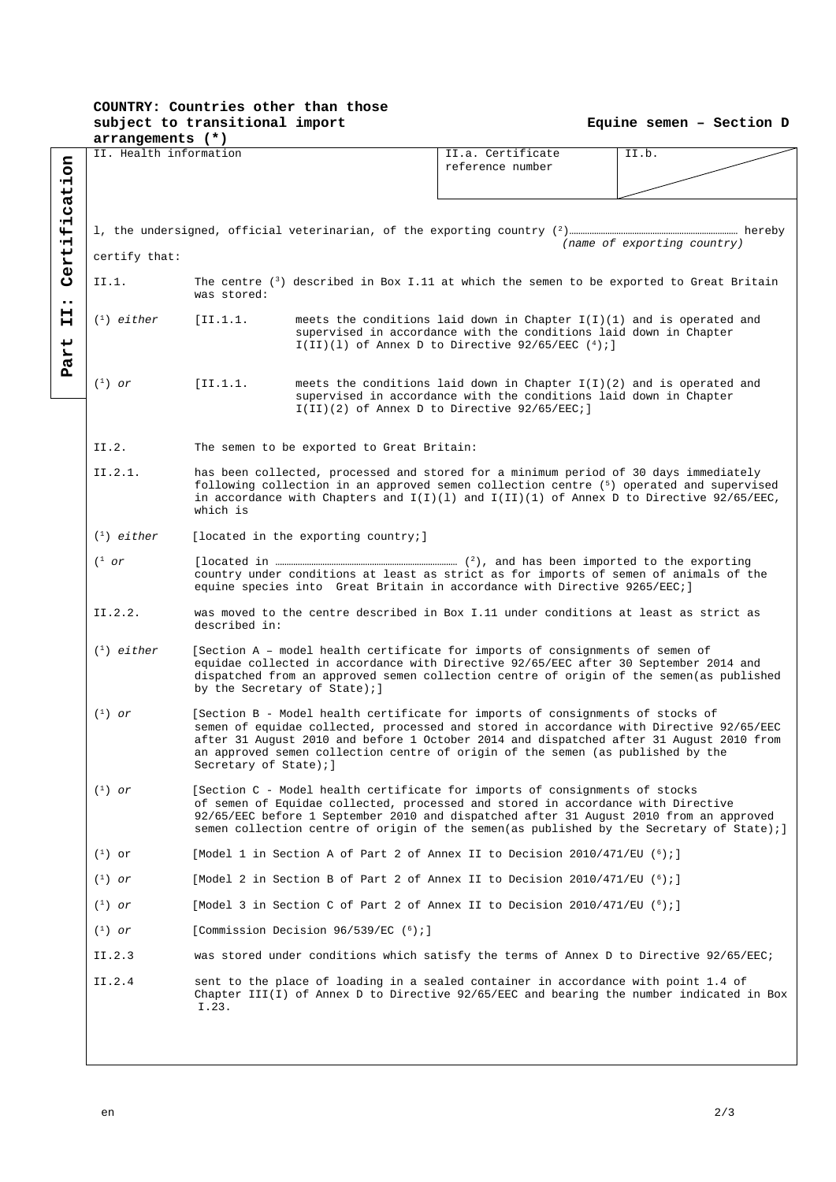**COUNTRY: Countries other than those subject to transitional import arrangements (*)**

**Equine semen – Section D**

**Part II: Certification**

| II. Health information | II.a. Certificate reference number | II.b. |
|---|---|---|

I, the undersigned, official veterinarian, of the exporting country [2]……………………………………………………… hereby certify that:
*(name of exporting country)*

II.1. The centre [3] described in Box I.11 at which the semen to be exported to Great Britain was stored:

[1] *either* [II.1.1. meets the conditions laid down in Chapter I(I)(1) and is operated and supervised in accordance with the conditions laid down in Chapter I(II)(l) of Annex D to Directive 92/65/EEC [4];]

[1] *or* [II.1.1. meets the conditions laid down in Chapter I(I)(2) and is operated and supervised in accordance with the conditions laid down in Chapter I(II)(2) of Annex D to Directive 92/65/EEC;]

II.2. The semen to be exported to Great Britain:

II.2.1. has been collected, processed and stored for a minimum period of 30 days immediately following collection in an approved semen collection centre [5] operated and supervised in accordance with Chapters and I(I)(l) and I(II)(1) of Annex D to Directive 92/65/EEC, which is

[1] *either* [located in the exporting country;]

[1 *or* [located in ……………………………………………………………… [2], and has been imported to the exporting country under conditions at least as strict as for imports of semen of animals of the equine species into Great Britain in accordance with Directive 9265/EEC;]

II.2.2. was moved to the centre described in Box I.11 under conditions at least as strict as described in:

[1] *either* [Section A – model health certificate for imports of consignments of semen of equidae collected in accordance with Directive 92/65/EEC after 30 September 2014 and dispatched from an approved semen collection centre of origin of the semen(as published by the Secretary of State);]

[1] *or* [Section B - Model health certificate for imports of consignments of stocks of semen of equidae collected, processed and stored in accordance with Directive 92/65/EEC after 31 August 2010 and before 1 October 2014 and dispatched after 31 August 2010 from an approved semen collection centre of origin of the semen (as published by the Secretary of State);]

[1] *or* [Section C - Model health certificate for imports of consignments of stocks of semen of Equidae collected, processed and stored in accordance with Directive 92/65/EEC before 1 September 2010 and dispatched after 31 August 2010 from an approved semen collection centre of origin of the semen(as published by the Secretary of State);]

[1] or [Model 1 in Section A of Part 2 of Annex II to Decision 2010/471/EU [6];]

[1] *or* [Model 2 in Section B of Part 2 of Annex II to Decision 2010/471/EU [6];]

[1] *or* [Model 3 in Section C of Part 2 of Annex II to Decision 2010/471/EU [6];]

[1] *or* [Commission Decision 96/539/EC [6];]

II.2.3 was stored under conditions which satisfy the terms of Annex D to Directive 92/65/EEC;

II.2.4 sent to the place of loading in a sealed container in accordance with point 1.4 of Chapter III(I) of Annex D to Directive 92/65/EEC and bearing the number indicated in Box I.23.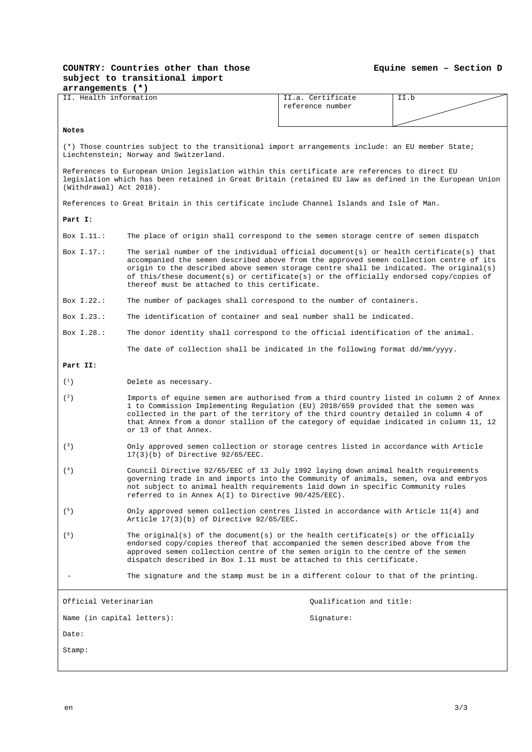**COUNTRY: Countries other than those subject to transitional import arrangements (*)**

**Equine semen – Section D**

| II. Health information | II.a. Certificate reference number | II.b |
| --- | --- | --- |

**Notes**

(*) Those countries subject to the transitional import arrangements include: an EU member State; Liechtenstein; Norway and Switzerland.

References to European Union legislation within this certificate are references to direct EU legislation which has been retained in Great Britain (retained EU law as defined in the European Union (Withdrawal) Act 2018).

References to Great Britain in this certificate include Channel Islands and Isle of Man.

**Part I:**

Box I.11.: The place of origin shall correspond to the semen storage centre of semen dispatch

Box I.17.: The serial number of the individual official document(s) or health certificate(s) that accompanied the semen described above from the approved semen collection centre of its origin to the described above semen storage centre shall be indicated. The original(s) of this/these document(s) or certificate(s) or the officially endorsed copy/copies of thereof must be attached to this certificate.

Box I.22.: The number of packages shall correspond to the number of containers.

Box I.23.: The identification of container and seal number shall be indicated.

Box I.28.: The donor identity shall correspond to the official identification of the animal.

The date of collection shall be indicated in the following format dd/mm/yyyy.

**Part II:**

(1) Delete as necessary.

(2) Imports of equine semen are authorised from a third country listed in column 2 of Annex 1 to Commission Implementing Regulation (EU) 2018/659 provided that the semen was collected in the part of the territory of the third country detailed in column 4 of that Annex from a donor stallion of the category of equidae indicated in column 11, 12 or 13 of that Annex.

(3) Only approved semen collection or storage centres listed in accordance with Article 17(3)(b) of Directive 92/65/EEC.

(4) Council Directive 92/65/EEC of 13 July 1992 laying down animal health requirements governing trade in and imports into the Community of animals, semen, ova and embryos not subject to animal health requirements laid down in specific Community rules referred to in Annex A(I) to Directive 90/425/EEC).

(5) Only approved semen collection centres listed in accordance with Article 11(4) and Article 17(3)(b) of Directive 92/65/EEC.

(6) The original(s) of the document(s) or the health certificate(s) or the officially endorsed copy/copies thereof that accompanied the semen described above from the approved semen collection centre of the semen origin to the centre of the semen dispatch described in Box I.11 must be attached to this certificate.

- The signature and the stamp must be in a different colour to that of the printing.

Official Veterinarian

Name (in capital letters):

Qualification and title:

Date:

Signature:

Stamp: